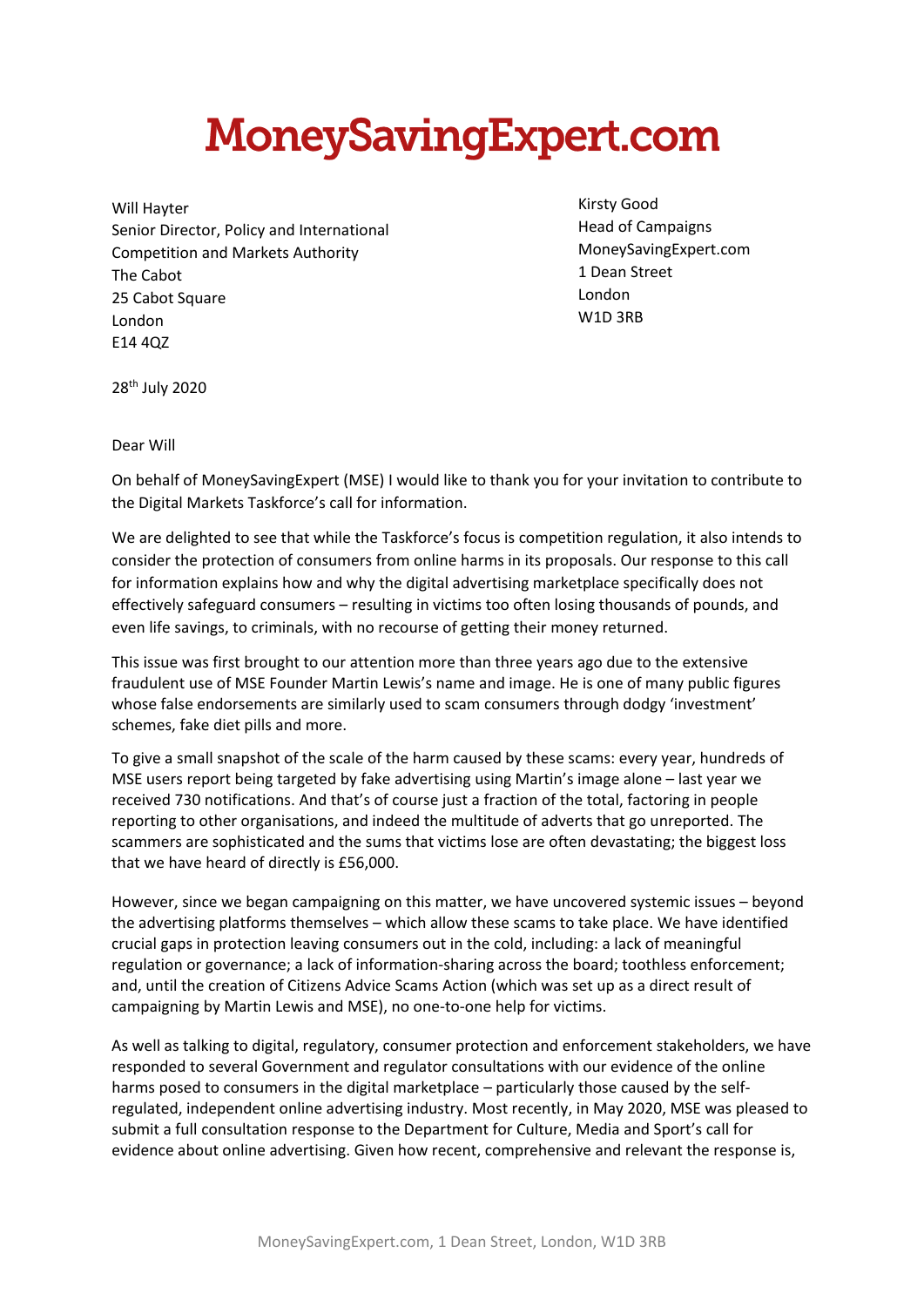# MoneySavingExpert.com

Will Hayter
Senior Director, Policy and International
Competition and Markets Authority
The Cabot
25 Cabot Square
London
E14 4QZ

Kirsty Good
Head of Campaigns
MoneySavingExpert.com
1 Dean Street
London
W1D 3RB

28th July 2020

Dear Will

On behalf of MoneySavingExpert (MSE) I would like to thank you for your invitation to contribute to the Digital Markets Taskforce's call for information.

We are delighted to see that while the Taskforce's focus is competition regulation, it also intends to consider the protection of consumers from online harms in its proposals. Our response to this call for information explains how and why the digital advertising marketplace specifically does not effectively safeguard consumers – resulting in victims too often losing thousands of pounds, and even life savings, to criminals, with no recourse of getting their money returned.

This issue was first brought to our attention more than three years ago due to the extensive fraudulent use of MSE Founder Martin Lewis's name and image. He is one of many public figures whose false endorsements are similarly used to scam consumers through dodgy 'investment' schemes, fake diet pills and more.

To give a small snapshot of the scale of the harm caused by these scams: every year, hundreds of MSE users report being targeted by fake advertising using Martin's image alone – last year we received 730 notifications. And that's of course just a fraction of the total, factoring in people reporting to other organisations, and indeed the multitude of adverts that go unreported. The scammers are sophisticated and the sums that victims lose are often devastating; the biggest loss that we have heard of directly is £56,000.

However, since we began campaigning on this matter, we have uncovered systemic issues – beyond the advertising platforms themselves – which allow these scams to take place. We have identified crucial gaps in protection leaving consumers out in the cold, including: a lack of meaningful regulation or governance; a lack of information-sharing across the board; toothless enforcement; and, until the creation of Citizens Advice Scams Action (which was set up as a direct result of campaigning by Martin Lewis and MSE), no one-to-one help for victims.

As well as talking to digital, regulatory, consumer protection and enforcement stakeholders, we have responded to several Government and regulator consultations with our evidence of the online harms posed to consumers in the digital marketplace – particularly those caused by the self-regulated, independent online advertising industry. Most recently, in May 2020, MSE was pleased to submit a full consultation response to the Department for Culture, Media and Sport's call for evidence about online advertising. Given how recent, comprehensive and relevant the response is,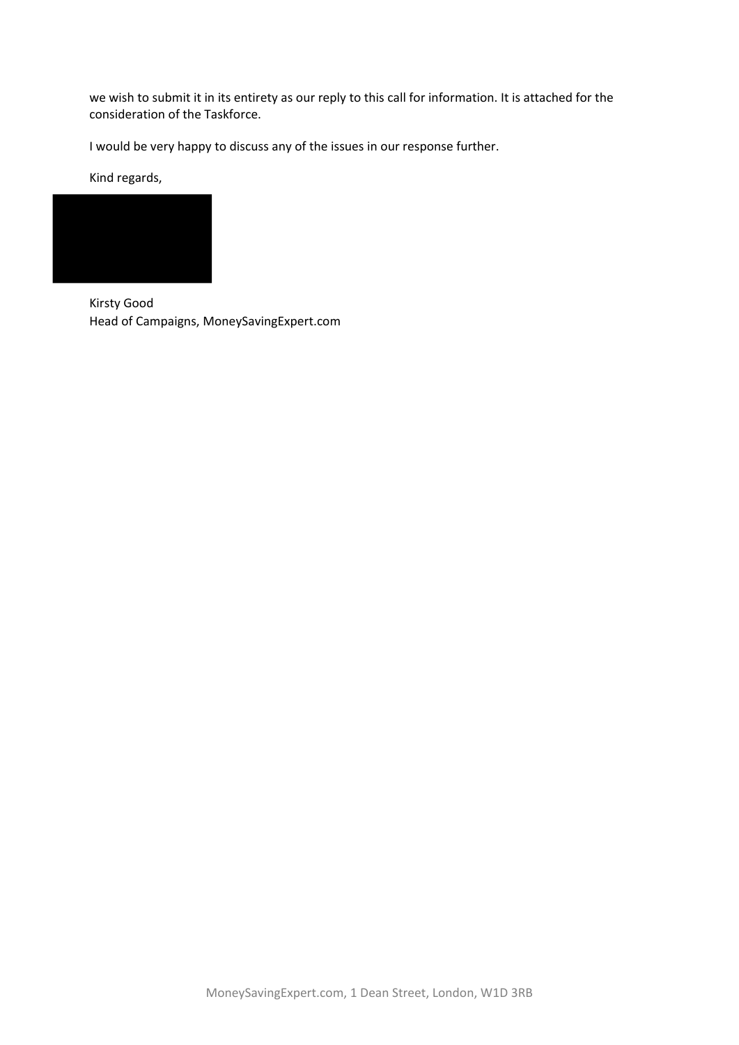we wish to submit it in its entirety as our reply to this call for information. It is attached for the consideration of the Taskforce.

I would be very happy to discuss any of the issues in our response further.

Kind regards,

Kirsty Good
Head of Campaigns, MoneySavingExpert.com

MoneySavingExpert.com, 1 Dean Street, London, W1D 3RB